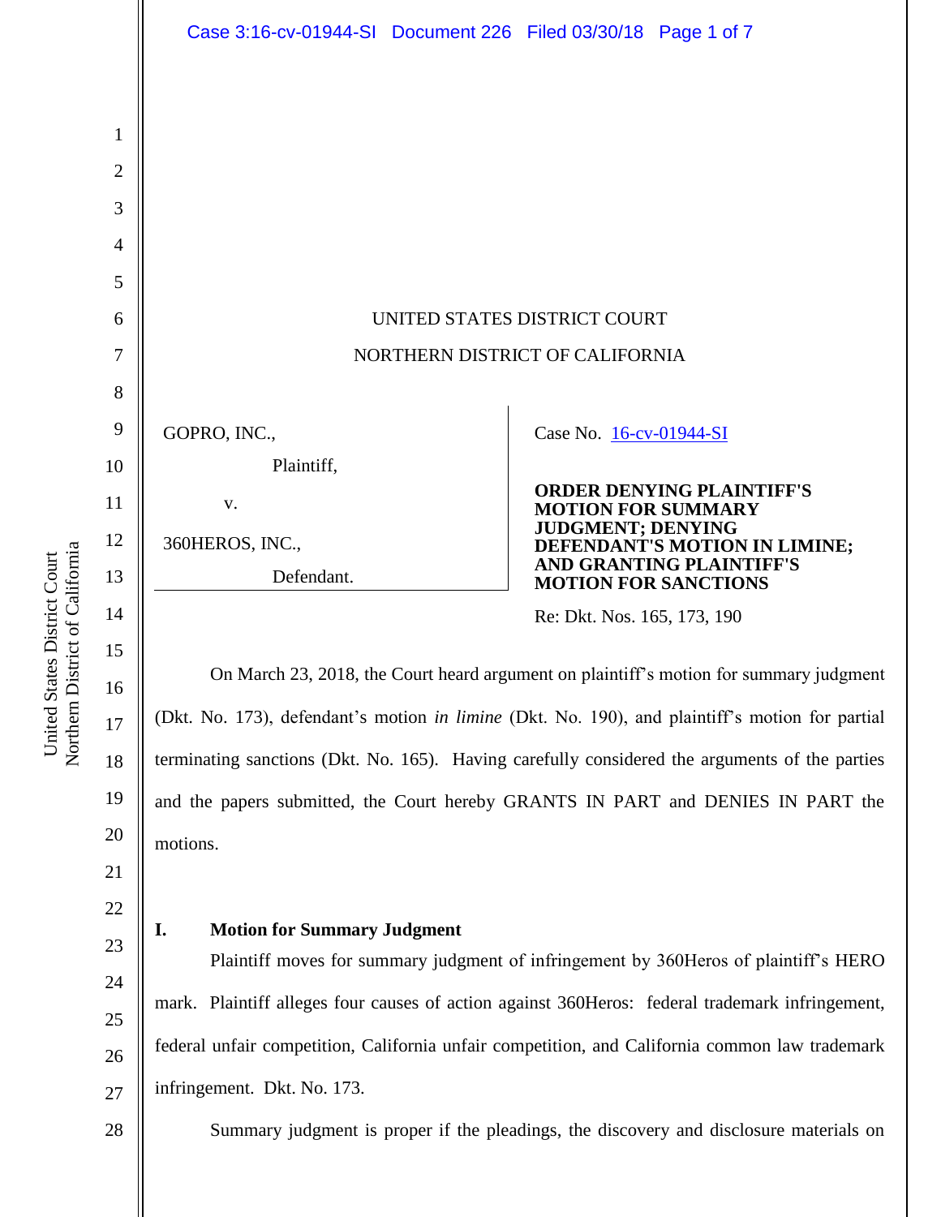UNITED STATES DISTRICT COURT

NORTHERN DISTRICT OF CALIFORNIA

| GOPRO, INC., Plaintiff, v. 360HEROS, INC., Defendant. | Case No. 16-cv-01944-SI **ORDER DENYING PLAINTIFF'S MOTION FOR SUMMARY JUDGMENT; DENYING DEFENDANT'S MOTION IN LIMINE; AND GRANTING PLAINTIFF'S MOTION FOR SANCTIONS** Re: Dkt. Nos. 165, 173, 190 |
|---|---|

On March 23, 2018, the Court heard argument on plaintiff's motion for summary judgment (Dkt. No. 173), defendant's motion *in limine* (Dkt. No. 190), and plaintiff's motion for partial terminating sanctions (Dkt. No. 165). Having carefully considered the arguments of the parties and the papers submitted, the Court hereby GRANTS IN PART and DENIES IN PART the motions.

## I. Motion for Summary Judgment

Plaintiff moves for summary judgment of infringement by 360Heros of plaintiff's HERO mark. Plaintiff alleges four causes of action against 360Heros: federal trademark infringement, federal unfair competition, California unfair competition, and California common law trademark infringement. Dkt. No. 173.

Summary judgment is proper if the pleadings, the discovery and disclosure materials on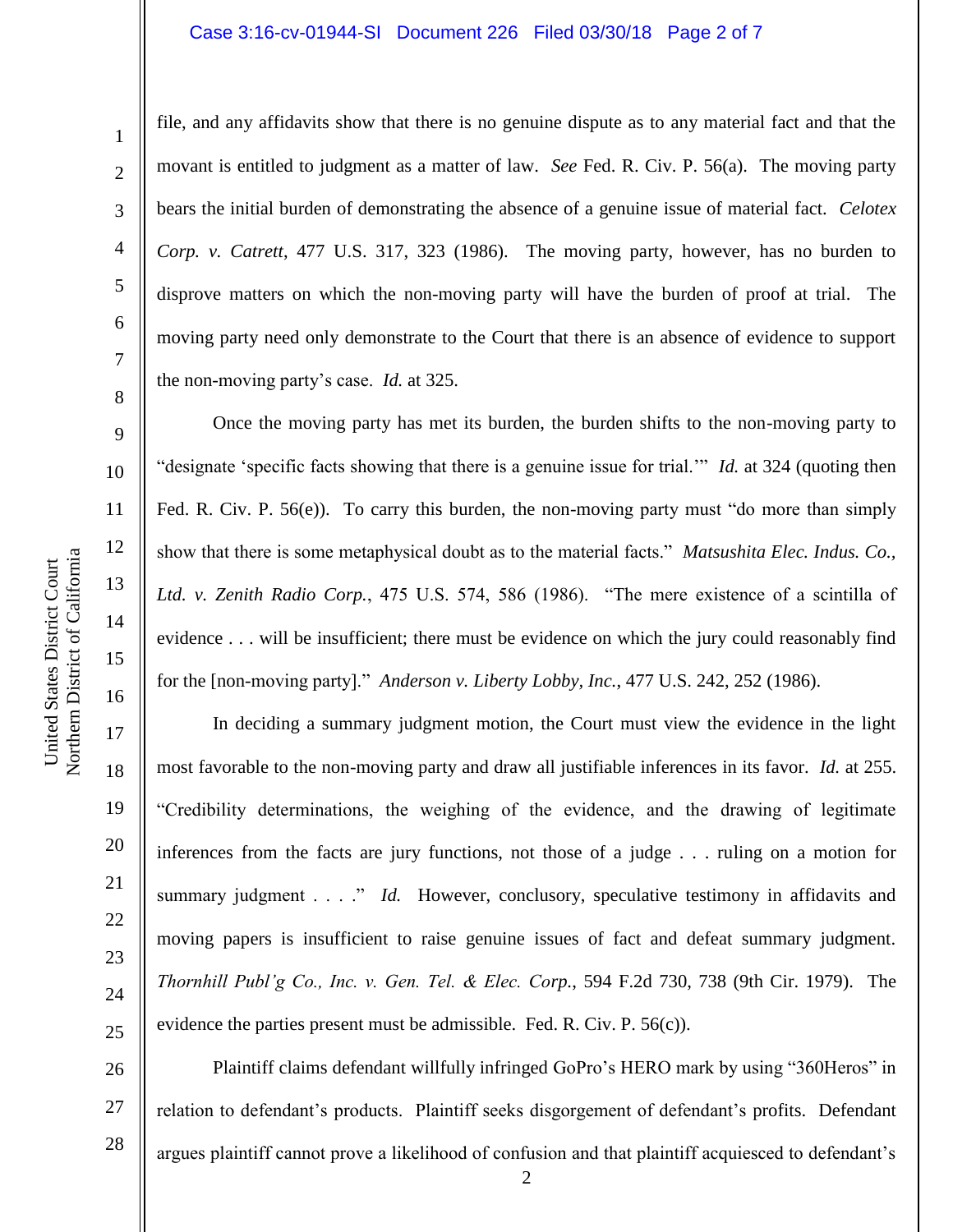file, and any affidavits show that there is no genuine dispute as to any material fact and that the movant is entitled to judgment as a matter of law. *See* Fed. R. Civ. P. 56(a). The moving party bears the initial burden of demonstrating the absence of a genuine issue of material fact. *Celotex Corp. v. Catrett*, 477 U.S. 317, 323 (1986). The moving party, however, has no burden to disprove matters on which the non-moving party will have the burden of proof at trial. The moving party need only demonstrate to the Court that there is an absence of evidence to support the non-moving party's case. *Id.* at 325.

Once the moving party has met its burden, the burden shifts to the non-moving party to "designate 'specific facts showing that there is a genuine issue for trial.'" *Id.* at 324 (quoting then Fed. R. Civ. P. 56(e)). To carry this burden, the non-moving party must "do more than simply show that there is some metaphysical doubt as to the material facts." *Matsushita Elec. Indus. Co., Ltd. v. Zenith Radio Corp.*, 475 U.S. 574, 586 (1986). "The mere existence of a scintilla of evidence . . . will be insufficient; there must be evidence on which the jury could reasonably find for the [non-moving party]." *Anderson v. Liberty Lobby, Inc.*, 477 U.S. 242, 252 (1986).

In deciding a summary judgment motion, the Court must view the evidence in the light most favorable to the non-moving party and draw all justifiable inferences in its favor. *Id.* at 255. "Credibility determinations, the weighing of the evidence, and the drawing of legitimate inferences from the facts are jury functions, not those of a judge . . . ruling on a motion for summary judgment . . . ." *Id.* However, conclusory, speculative testimony in affidavits and moving papers is insufficient to raise genuine issues of fact and defeat summary judgment. *Thornhill Publ'g Co., Inc. v. Gen. Tel. & Elec. Corp.*, 594 F.2d 730, 738 (9th Cir. 1979). The evidence the parties present must be admissible. Fed. R. Civ. P. 56(c)).

Plaintiff claims defendant willfully infringed GoPro's HERO mark by using "360Heros" in relation to defendant's products. Plaintiff seeks disgorgement of defendant's profits. Defendant argues plaintiff cannot prove a likelihood of confusion and that plaintiff acquiesced to defendant's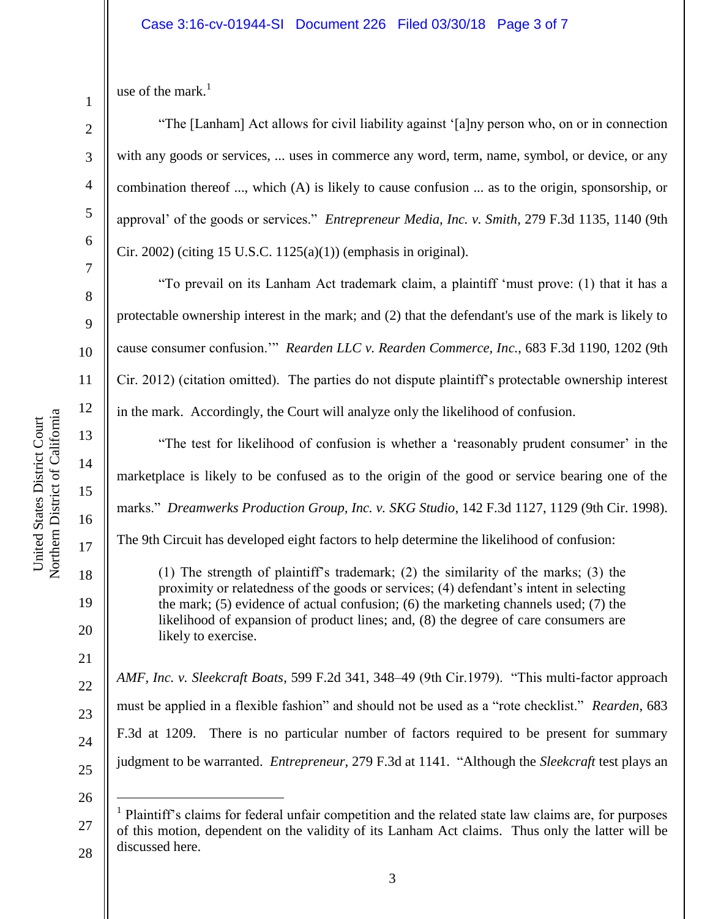use of the mark.[1]

"The [Lanham] Act allows for civil liability against '[a]ny person who, on or in connection with any goods or services, ... uses in commerce any word, term, name, symbol, or device, or any combination thereof ..., which (A) is likely to cause confusion ... as to the origin, sponsorship, or approval' of the goods or services." *Entrepreneur Media, Inc. v. Smith*, 279 F.3d 1135, 1140 (9th Cir. 2002) (citing 15 U.S.C. 1125(a)(1)) (emphasis in original).

"To prevail on its Lanham Act trademark claim, a plaintiff 'must prove: (1) that it has a protectable ownership interest in the mark; and (2) that the defendant's use of the mark is likely to cause consumer confusion.'" *Rearden LLC v. Rearden Commerce, Inc.*, 683 F.3d 1190, 1202 (9th Cir. 2012) (citation omitted). The parties do not dispute plaintiff's protectable ownership interest in the mark. Accordingly, the Court will analyze only the likelihood of confusion.

"The test for likelihood of confusion is whether a 'reasonably prudent consumer' in the marketplace is likely to be confused as to the origin of the good or service bearing one of the marks." *Dreamwerks Production Group, Inc. v. SKG Studio*, 142 F.3d 1127, 1129 (9th Cir. 1998). The 9th Circuit has developed eight factors to help determine the likelihood of confusion:

> (1) The strength of plaintiff's trademark; (2) the similarity of the marks; (3) the proximity or relatedness of the goods or services; (4) defendant's intent in selecting the mark; (5) evidence of actual confusion; (6) the marketing channels used; (7) the likelihood of expansion of product lines; and, (8) the degree of care consumers are likely to exercise.

*AMF, Inc. v. Sleekcraft Boats*, 599 F.2d 341, 348–49 (9th Cir.1979). "This multi-factor approach must be applied in a flexible fashion" and should not be used as a "rote checklist." *Rearden*, 683 F.3d at 1209. There is no particular number of factors required to be present for summary judgment to be warranted. *Entrepreneur*, 279 F.3d at 1141. "Although the *Sleekcraft* test plays an

---

[1] Plaintiff's claims for federal unfair competition and the related state law claims are, for purposes of this motion, dependent on the validity of its Lanham Act claims. Thus only the latter will be discussed here.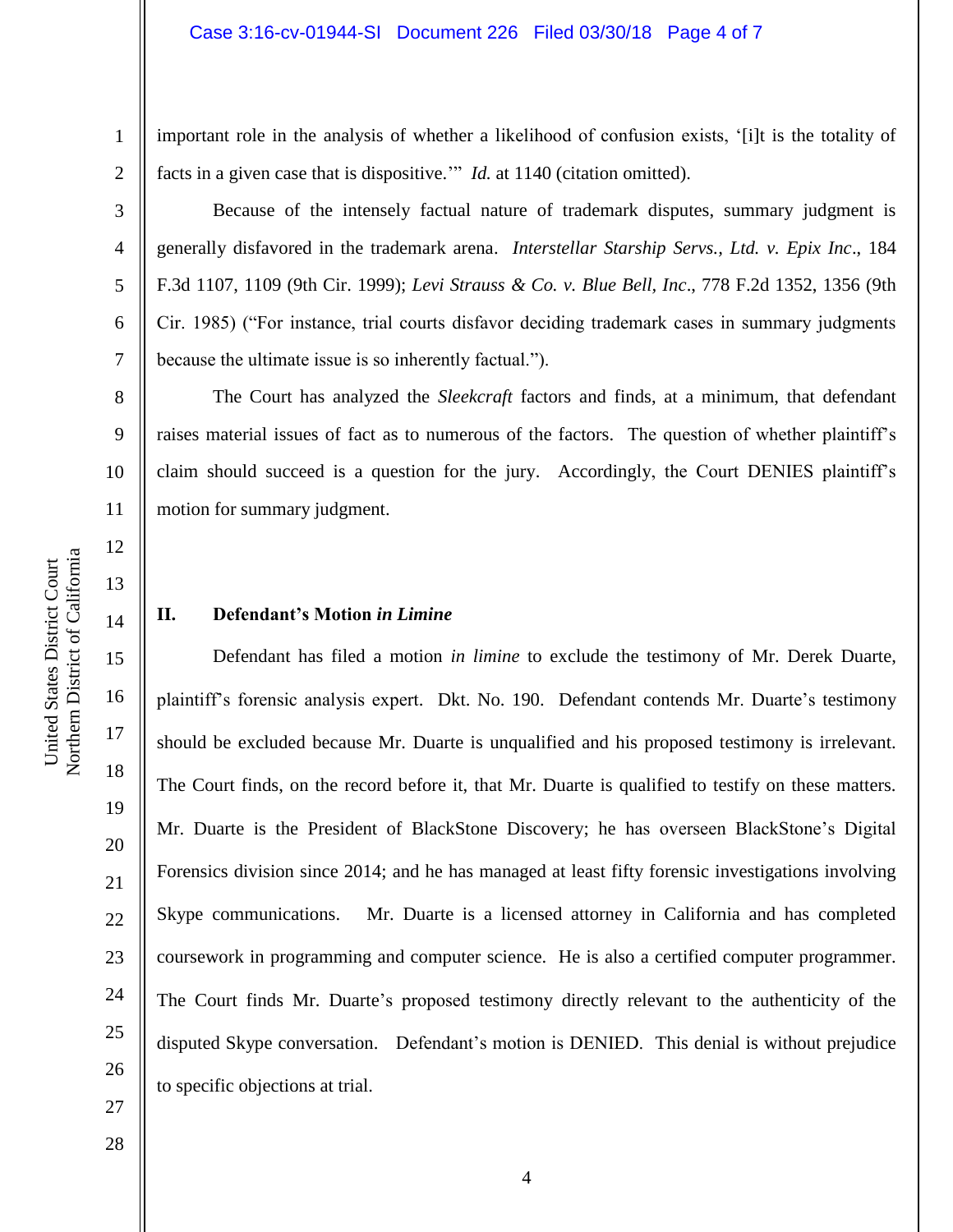important role in the analysis of whether a likelihood of confusion exists, '[i]t is the totality of facts in a given case that is dispositive.'" *Id.* at 1140 (citation omitted).

Because of the intensely factual nature of trademark disputes, summary judgment is generally disfavored in the trademark arena. *Interstellar Starship Servs., Ltd. v. Epix Inc*., 184 F.3d 1107, 1109 (9th Cir. 1999); *Levi Strauss & Co. v. Blue Bell, Inc*., 778 F.2d 1352, 1356 (9th Cir. 1985) ("For instance, trial courts disfavor deciding trademark cases in summary judgments because the ultimate issue is so inherently factual.").

The Court has analyzed the *Sleekcraft* factors and finds, at a minimum, that defendant raises material issues of fact as to numerous of the factors. The question of whether plaintiff's claim should succeed is a question for the jury. Accordingly, the Court DENIES plaintiff's motion for summary judgment.

## II. Defendant's Motion *in Limine*

Defendant has filed a motion *in limine* to exclude the testimony of Mr. Derek Duarte, plaintiff's forensic analysis expert. Dkt. No. 190. Defendant contends Mr. Duarte's testimony should be excluded because Mr. Duarte is unqualified and his proposed testimony is irrelevant. The Court finds, on the record before it, that Mr. Duarte is qualified to testify on these matters. Mr. Duarte is the President of BlackStone Discovery; he has overseen BlackStone's Digital Forensics division since 2014; and he has managed at least fifty forensic investigations involving Skype communications. Mr. Duarte is a licensed attorney in California and has completed coursework in programming and computer science. He is also a certified computer programmer. The Court finds Mr. Duarte's proposed testimony directly relevant to the authenticity of the disputed Skype conversation. Defendant's motion is DENIED. This denial is without prejudice to specific objections at trial.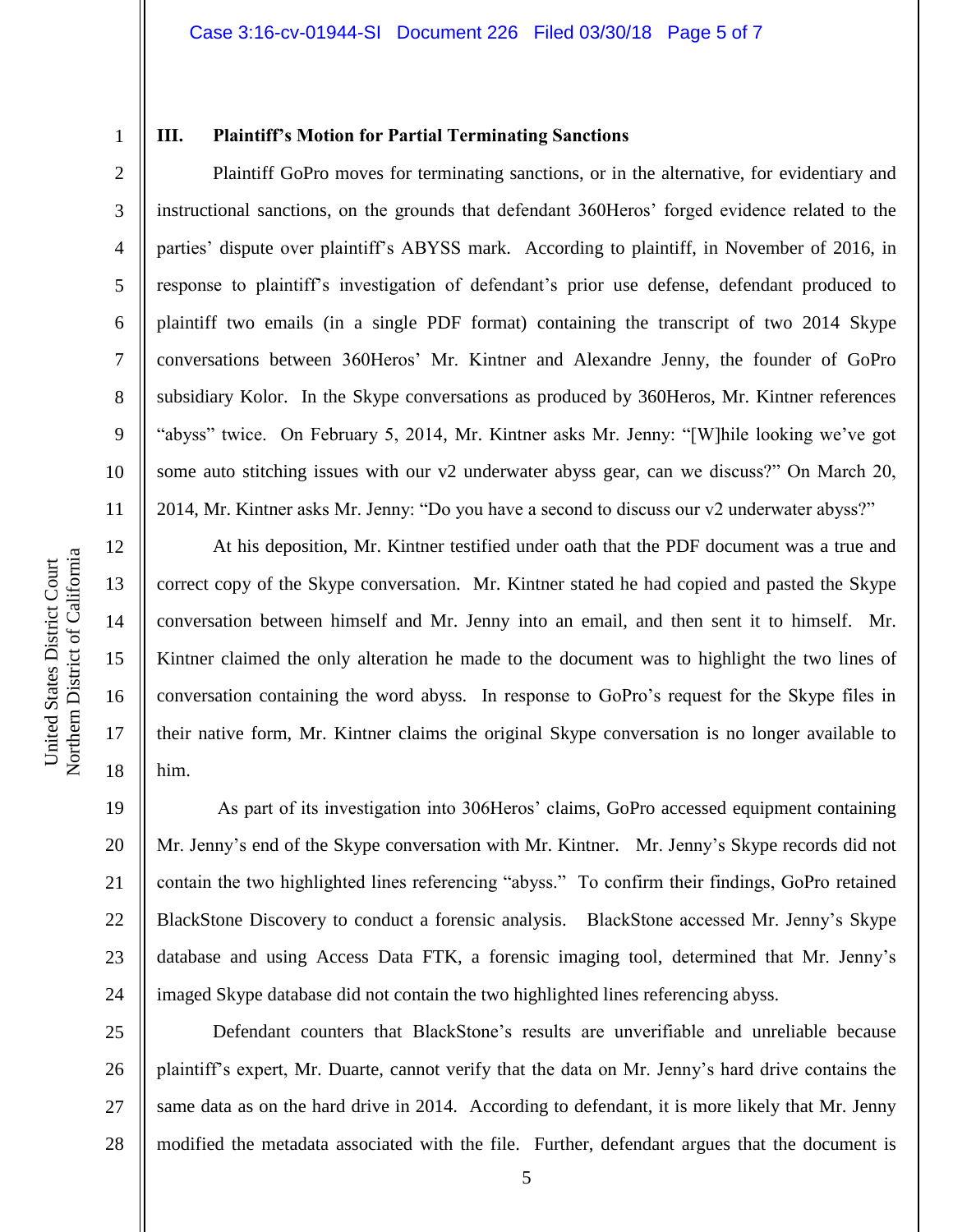## III. Plaintiff's Motion for Partial Terminating Sanctions

Plaintiff GoPro moves for terminating sanctions, or in the alternative, for evidentiary and instructional sanctions, on the grounds that defendant 360Heros' forged evidence related to the parties' dispute over plaintiff's ABYSS mark. According to plaintiff, in November of 2016, in response to plaintiff's investigation of defendant's prior use defense, defendant produced to plaintiff two emails (in a single PDF format) containing the transcript of two 2014 Skype conversations between 360Heros' Mr. Kintner and Alexandre Jenny, the founder of GoPro subsidiary Kolor. In the Skype conversations as produced by 360Heros, Mr. Kintner references "abyss" twice. On February 5, 2014, Mr. Kintner asks Mr. Jenny: "[W]hile looking we've got some auto stitching issues with our v2 underwater abyss gear, can we discuss?" On March 20, 2014, Mr. Kintner asks Mr. Jenny: "Do you have a second to discuss our v2 underwater abyss?"

At his deposition, Mr. Kintner testified under oath that the PDF document was a true and correct copy of the Skype conversation. Mr. Kintner stated he had copied and pasted the Skype conversation between himself and Mr. Jenny into an email, and then sent it to himself. Mr. Kintner claimed the only alteration he made to the document was to highlight the two lines of conversation containing the word abyss. In response to GoPro's request for the Skype files in their native form, Mr. Kintner claims the original Skype conversation is no longer available to him.

As part of its investigation into 306Heros' claims, GoPro accessed equipment containing Mr. Jenny's end of the Skype conversation with Mr. Kintner. Mr. Jenny's Skype records did not contain the two highlighted lines referencing "abyss." To confirm their findings, GoPro retained BlackStone Discovery to conduct a forensic analysis. BlackStone accessed Mr. Jenny's Skype database and using Access Data FTK, a forensic imaging tool, determined that Mr. Jenny's imaged Skype database did not contain the two highlighted lines referencing abyss.

Defendant counters that BlackStone's results are unverifiable and unreliable because plaintiff's expert, Mr. Duarte, cannot verify that the data on Mr. Jenny's hard drive contains the same data as on the hard drive in 2014. According to defendant, it is more likely that Mr. Jenny modified the metadata associated with the file. Further, defendant argues that the document is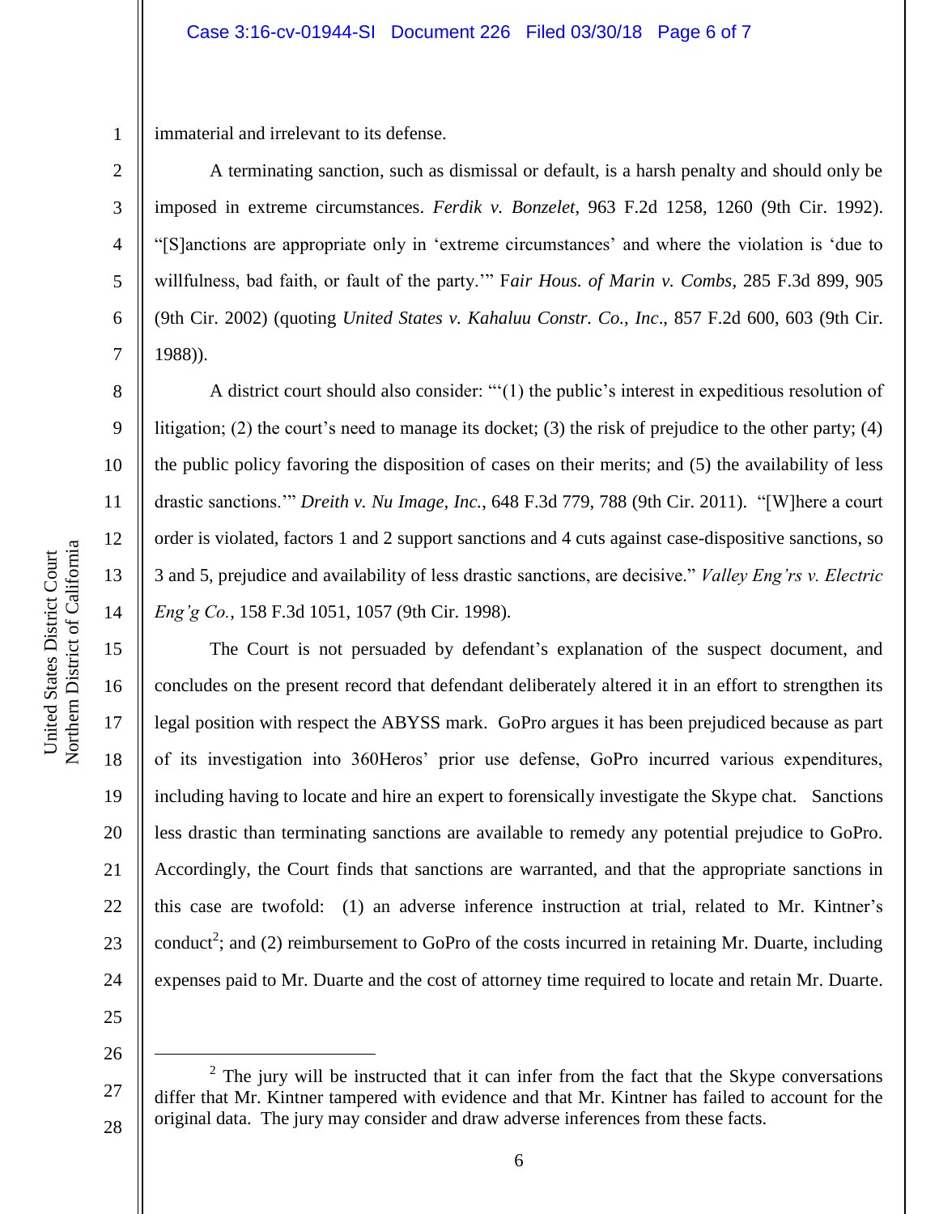immaterial and irrelevant to its defense.

A terminating sanction, such as dismissal or default, is a harsh penalty and should only be imposed in extreme circumstances. *Ferdik v. Bonzelet*, 963 F.2d 1258, 1260 (9th Cir. 1992). "[S]anctions are appropriate only in 'extreme circumstances' and where the violation is 'due to willfulness, bad faith, or fault of the party.'" F*air Hous. of Marin v. Combs*, 285 F.3d 899, 905 (9th Cir. 2002) (quoting *United States v. Kahaluu Constr. Co., Inc*., 857 F.2d 600, 603 (9th Cir. 1988)).

A district court should also consider: "'(1) the public's interest in expeditious resolution of litigation; (2) the court's need to manage its docket; (3) the risk of prejudice to the other party; (4) the public policy favoring the disposition of cases on their merits; and (5) the availability of less drastic sanctions.'" *Dreith v. Nu Image, Inc.*, 648 F.3d 779, 788 (9th Cir. 2011). "[W]here a court order is violated, factors 1 and 2 support sanctions and 4 cuts against case-dispositive sanctions, so 3 and 5, prejudice and availability of less drastic sanctions, are decisive." *Valley Eng'rs v. Electric Eng'g Co.*, 158 F.3d 1051, 1057 (9th Cir. 1998).

The Court is not persuaded by defendant's explanation of the suspect document, and concludes on the present record that defendant deliberately altered it in an effort to strengthen its legal position with respect the ABYSS mark. GoPro argues it has been prejudiced because as part of its investigation into 360Heros' prior use defense, GoPro incurred various expenditures, including having to locate and hire an expert to forensically investigate the Skype chat. Sanctions less drastic than terminating sanctions are available to remedy any potential prejudice to GoPro. Accordingly, the Court finds that sanctions are warranted, and that the appropriate sanctions in this case are twofold: (1) an adverse inference instruction at trial, related to Mr. Kintner's conduct[2]; and (2) reimbursement to GoPro of the costs incurred in retaining Mr. Duarte, including expenses paid to Mr. Duarte and the cost of attorney time required to locate and retain Mr. Duarte.

---

[2] The jury will be instructed that it can infer from the fact that the Skype conversations differ that Mr. Kintner tampered with evidence and that Mr. Kintner has failed to account for the original data. The jury may consider and draw adverse inferences from these facts.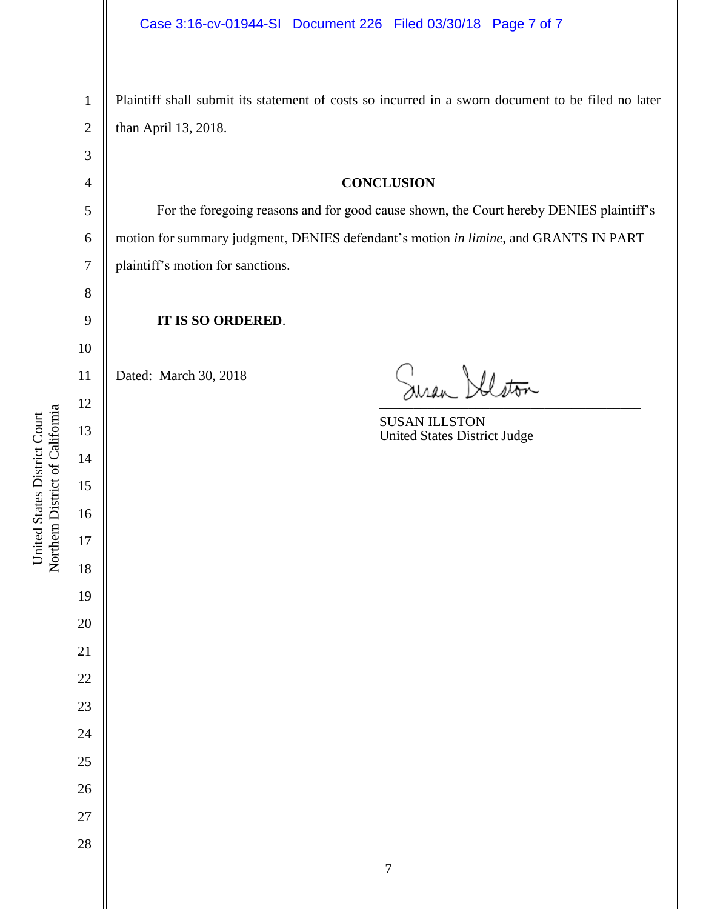Plaintiff shall submit its statement of costs so incurred in a sworn document to be filed no later than April 13, 2018.

## CONCLUSION

For the foregoing reasons and for good cause shown, the Court hereby DENIES plaintiff's motion for summary judgment, DENIES defendant's motion *in limine,* and GRANTS IN PART plaintiff's motion for sanctions.

**IT IS SO ORDERED**.

Dated: March 30, 2018

SUSAN ILLSTON
United States District Judge